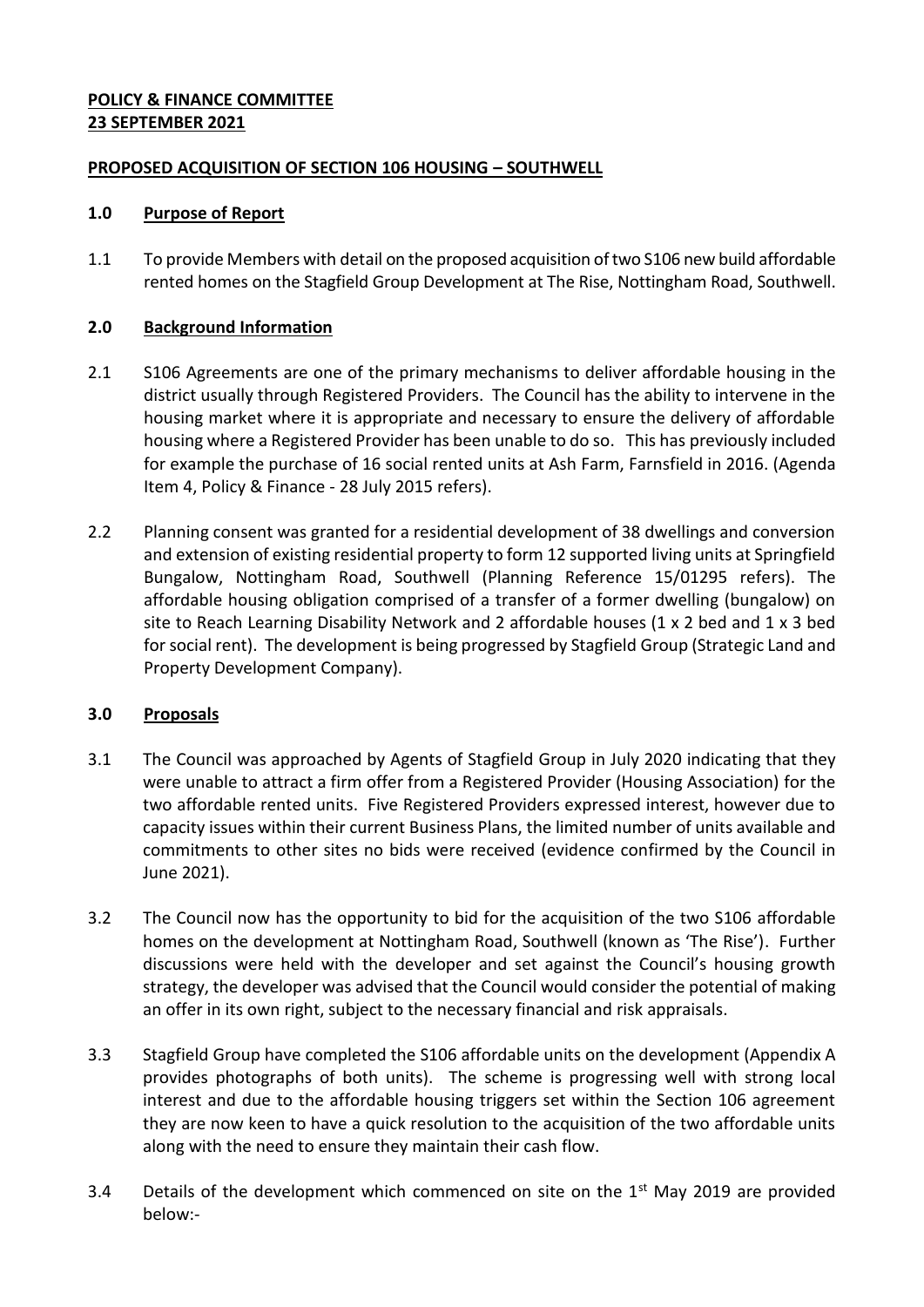**POLICY & FINANCE COMMITTEE**
**23 SEPTEMBER 2021**

**PROPOSED ACQUISITION OF SECTION 106 HOUSING – SOUTHWELL**

## 1.0 Purpose of Report

1.1 To provide Members with detail on the proposed acquisition of two S106 new build affordable rented homes on the Stagfield Group Development at The Rise, Nottingham Road, Southwell.

## 2.0 Background Information

2.1 S106 Agreements are one of the primary mechanisms to deliver affordable housing in the district usually through Registered Providers. The Council has the ability to intervene in the housing market where it is appropriate and necessary to ensure the delivery of affordable housing where a Registered Provider has been unable to do so. This has previously included for example the purchase of 16 social rented units at Ash Farm, Farnsfield in 2016. (Agenda Item 4, Policy & Finance - 28 July 2015 refers).

2.2 Planning consent was granted for a residential development of 38 dwellings and conversion and extension of existing residential property to form 12 supported living units at Springfield Bungalow, Nottingham Road, Southwell (Planning Reference 15/01295 refers). The affordable housing obligation comprised of a transfer of a former dwelling (bungalow) on site to Reach Learning Disability Network and 2 affordable houses (1 x 2 bed and 1 x 3 bed for social rent). The development is being progressed by Stagfield Group (Strategic Land and Property Development Company).

## 3.0 Proposals

3.1 The Council was approached by Agents of Stagfield Group in July 2020 indicating that they were unable to attract a firm offer from a Registered Provider (Housing Association) for the two affordable rented units. Five Registered Providers expressed interest, however due to capacity issues within their current Business Plans, the limited number of units available and commitments to other sites no bids were received (evidence confirmed by the Council in June 2021).

3.2 The Council now has the opportunity to bid for the acquisition of the two S106 affordable homes on the development at Nottingham Road, Southwell (known as 'The Rise'). Further discussions were held with the developer and set against the Council's housing growth strategy, the developer was advised that the Council would consider the potential of making an offer in its own right, subject to the necessary financial and risk appraisals.

3.3 Stagfield Group have completed the S106 affordable units on the development (Appendix A provides photographs of both units). The scheme is progressing well with strong local interest and due to the affordable housing triggers set within the Section 106 agreement they are now keen to have a quick resolution to the acquisition of the two affordable units along with the need to ensure they maintain their cash flow.

3.4 Details of the development which commenced on site on the 1st May 2019 are provided below:-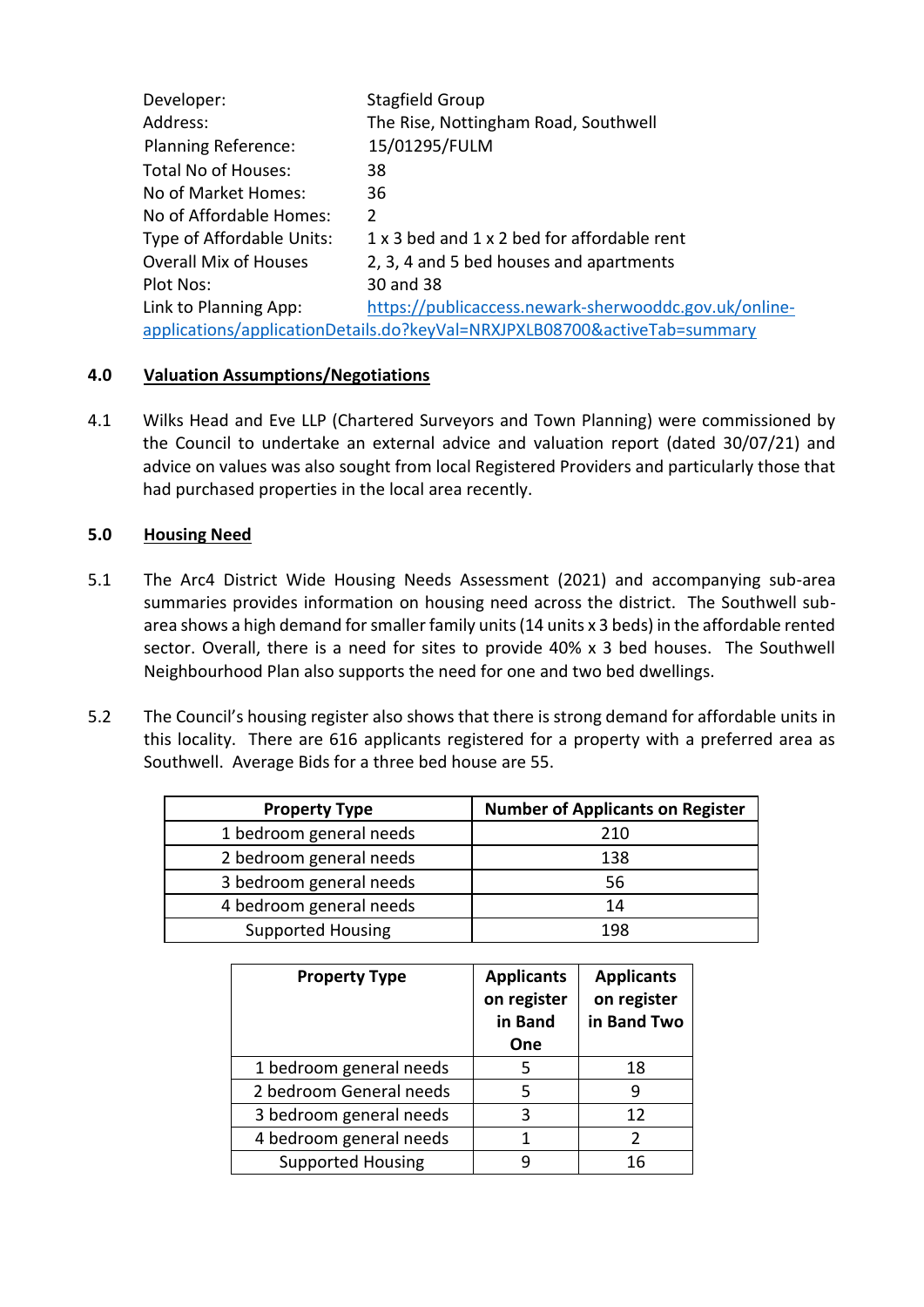| | |
|---|---|
| Developer: | Stagfield Group |
| Address: | The Rise, Nottingham Road, Southwell |
| Planning Reference: | 15/01295/FULM |
| Total No of Houses: | 38 |
| No of Market Homes: | 36 |
| No of Affordable Homes: | 2 |
| Type of Affordable Units: | 1 x 3 bed and 1 x 2 bed for affordable rent |
| Overall Mix of Houses | 2, 3, 4 and 5 bed houses and apartments |
| Plot Nos: | 30 and 38 |
| Link to Planning App: | https://publicaccess.newark-sherwooddc.gov.uk/online-applications/applicationDetails.do?keyVal=NRXJPXLB08700&activeTab=summary |

## 4.0 Valuation Assumptions/Negotiations

4.1 Wilks Head and Eve LLP (Chartered Surveyors and Town Planning) were commissioned by the Council to undertake an external advice and valuation report (dated 30/07/21) and advice on values was also sought from local Registered Providers and particularly those that had purchased properties in the local area recently.

## 5.0 Housing Need

5.1 The Arc4 District Wide Housing Needs Assessment (2021) and accompanying sub-area summaries provides information on housing need across the district. The Southwell sub-area shows a high demand for smaller family units (14 units x 3 beds) in the affordable rented sector. Overall, there is a need for sites to provide 40% x 3 bed houses. The Southwell Neighbourhood Plan also supports the need for one and two bed dwellings.

5.2 The Council's housing register also shows that there is strong demand for affordable units in this locality. There are 616 applicants registered for a property with a preferred area as Southwell. Average Bids for a three bed house are 55.

| Property Type | Number of Applicants on Register |
|---|---|
| 1 bedroom general needs | 210 |
| 2 bedroom general needs | 138 |
| 3 bedroom general needs | 56 |
| 4 bedroom general needs | 14 |
| Supported Housing | 198 |

| Property Type | Applicants on register in Band One | Applicants on register in Band Two |
|---|---|---|
| 1 bedroom general needs | 5 | 18 |
| 2 bedroom General needs | 5 | 9 |
| 3 bedroom general needs | 3 | 12 |
| 4 bedroom general needs | 1 | 2 |
| Supported Housing | 9 | 16 |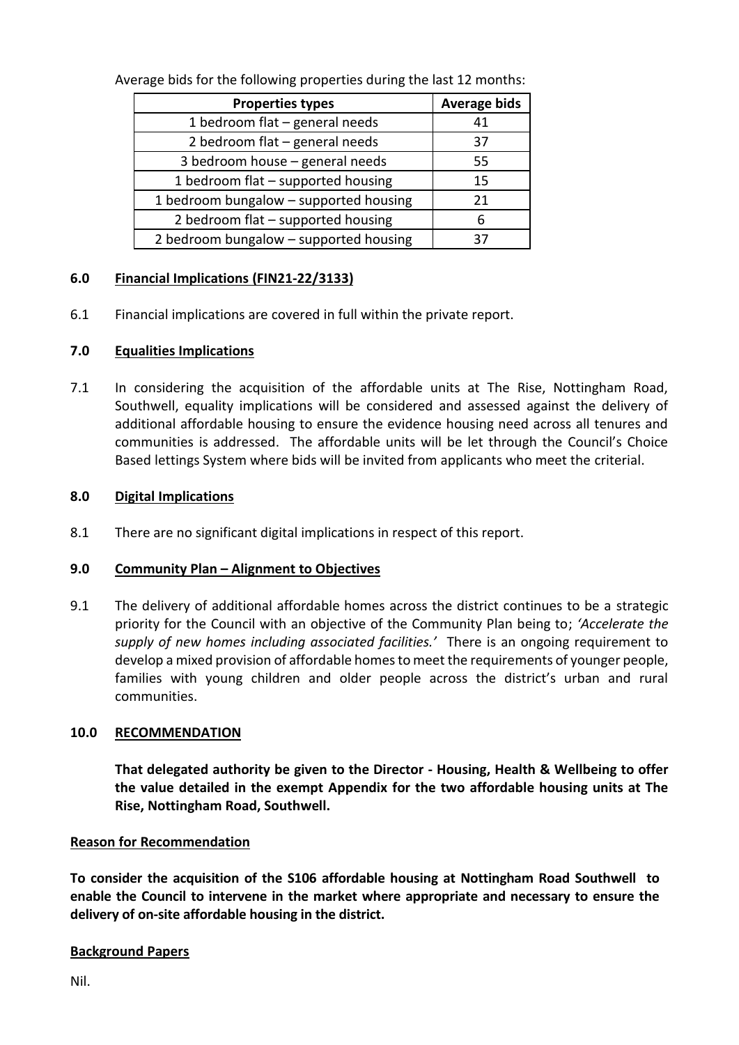Average bids for the following properties during the last 12 months:

| Properties types | Average bids |
| --- | --- |
| 1 bedroom flat – general needs | 41 |
| 2 bedroom flat – general needs | 37 |
| 3 bedroom house – general needs | 55 |
| 1 bedroom flat – supported housing | 15 |
| 1 bedroom bungalow – supported housing | 21 |
| 2 bedroom flat – supported housing | 6 |
| 2 bedroom bungalow – supported housing | 37 |

## 6.0 Financial Implications (FIN21-22/3133)

6.1 Financial implications are covered in full within the private report.

## 7.0 Equalities Implications

7.1 In considering the acquisition of the affordable units at The Rise, Nottingham Road, Southwell, equality implications will be considered and assessed against the delivery of additional affordable housing to ensure the evidence housing need across all tenures and communities is addressed. The affordable units will be let through the Council's Choice Based lettings System where bids will be invited from applicants who meet the criterial.

## 8.0 Digital Implications

8.1 There are no significant digital implications in respect of this report.

## 9.0 Community Plan – Alignment to Objectives

9.1 The delivery of additional affordable homes across the district continues to be a strategic priority for the Council with an objective of the Community Plan being to; *'Accelerate the supply of new homes including associated facilities.'* There is an ongoing requirement to develop a mixed provision of affordable homes to meet the requirements of younger people, families with young children and older people across the district's urban and rural communities.

## 10.0 RECOMMENDATION

**That delegated authority be given to the Director - Housing, Health & Wellbeing to offer the value detailed in the exempt Appendix for the two affordable housing units at The Rise, Nottingham Road, Southwell.**

**Reason for Recommendation**

**To consider the acquisition of the S106 affordable housing at Nottingham Road Southwell to enable the Council to intervene in the market where appropriate and necessary to ensure the delivery of on-site affordable housing in the district.**

**Background Papers**

Nil.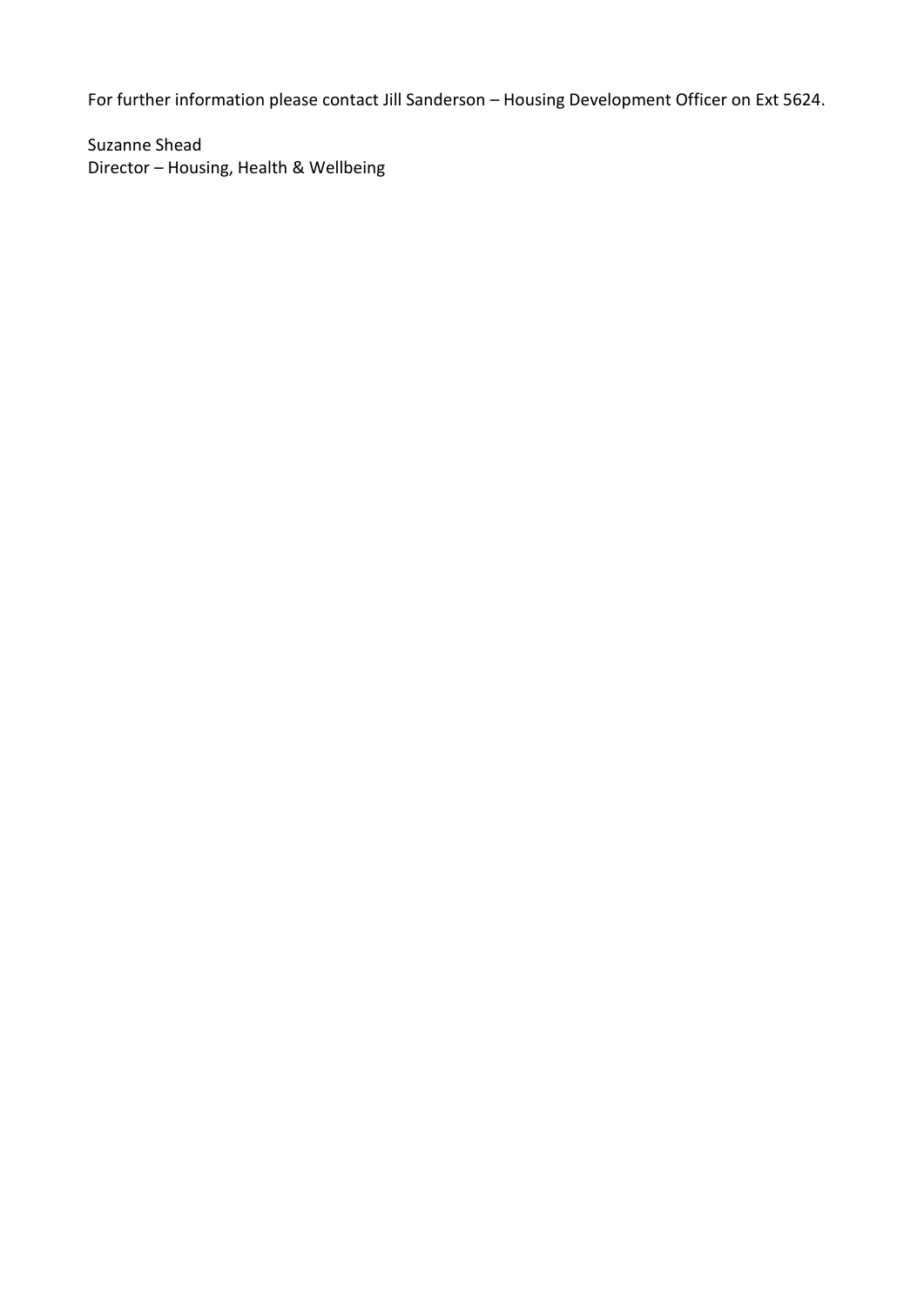For further information please contact Jill Sanderson – Housing Development Officer on Ext 5624.

Suzanne Shead  
Director – Housing, Health & Wellbeing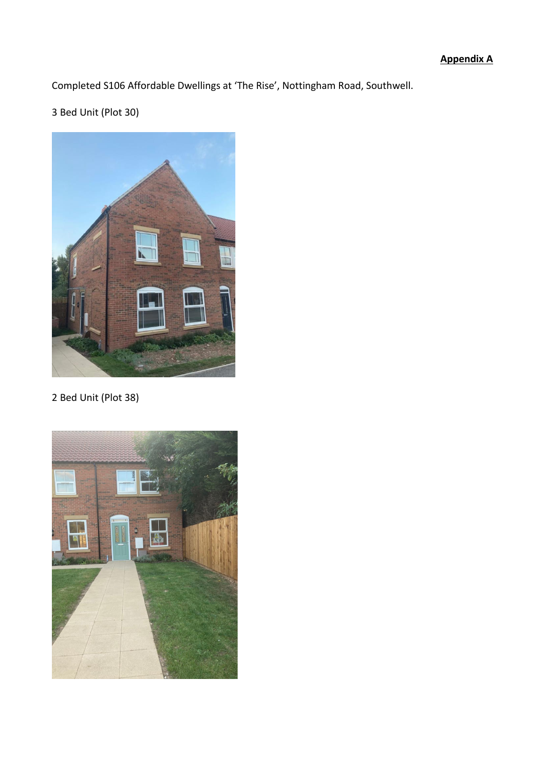**Appendix A**

Completed S106 Affordable Dwellings at 'The Rise', Nottingham Road, Southwell.

3 Bed Unit (Plot 30)

2 Bed Unit (Plot 38)